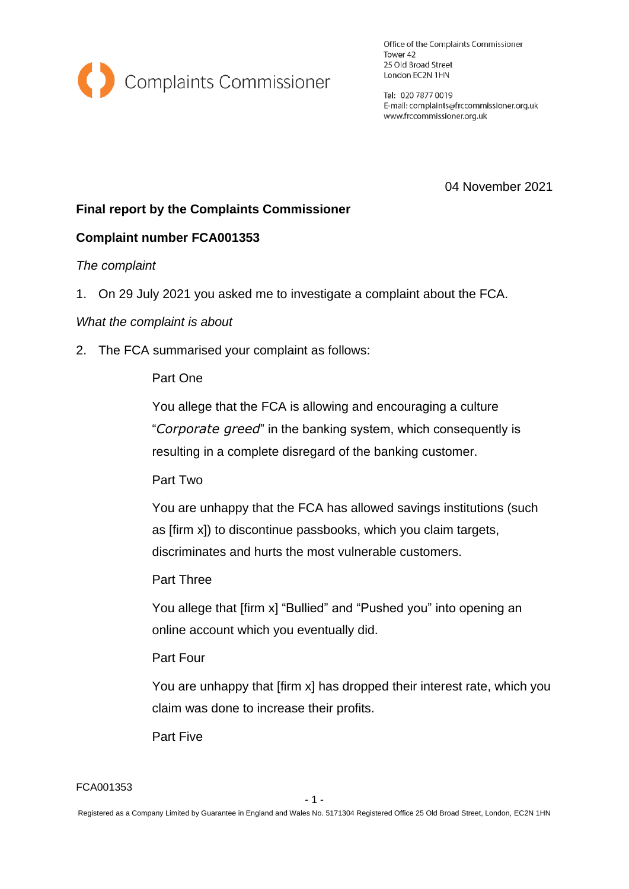Complaints Commissioner

Office of the Complaints Commissioner
Tower 42
25 Old Broad Street
London EC2N 1HN

Tel: 020 7877 0019
E-mail: complaints@frccommissioner.org.uk
www.frccommissioner.org.uk

04 November 2021

**Final report by the Complaints Commissioner**

**Complaint number FCA001353**

*The complaint*

1. On 29 July 2021 you asked me to investigate a complaint about the FCA.

*What the complaint is about*

2. The FCA summarised your complaint as follows:

   Part One

   You allege that the FCA is allowing and encouraging a culture "*Corporate greed*" in the banking system, which consequently is resulting in a complete disregard of the banking customer.

   Part Two

   You are unhappy that the FCA has allowed savings institutions (such as [firm x]) to discontinue passbooks, which you claim targets, discriminates and hurts the most vulnerable customers.

   Part Three

   You allege that [firm x] "Bullied" and "Pushed you" into opening an online account which you eventually did.

   Part Four

   You are unhappy that [firm x] has dropped their interest rate, which you claim was done to increase their profits.

   Part Five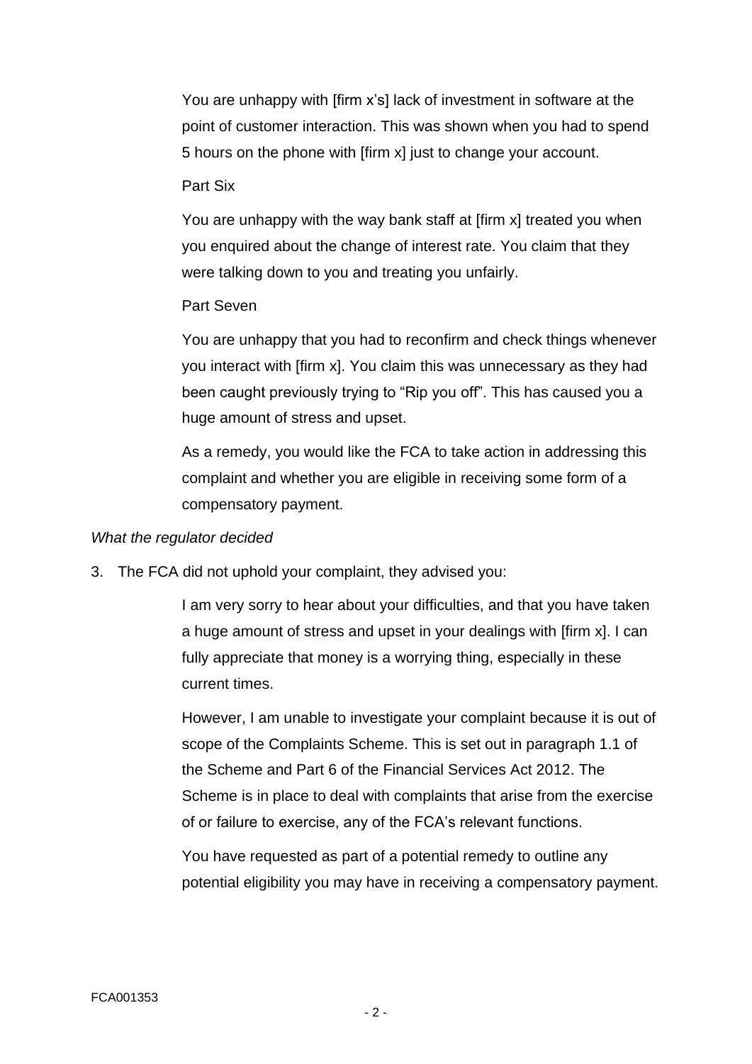You are unhappy with [firm x's] lack of investment in software at the point of customer interaction. This was shown when you had to spend 5 hours on the phone with [firm x] just to change your account.

Part Six

You are unhappy with the way bank staff at [firm x] treated you when you enquired about the change of interest rate. You claim that they were talking down to you and treating you unfairly.

Part Seven

You are unhappy that you had to reconfirm and check things whenever you interact with [firm x]. You claim this was unnecessary as they had been caught previously trying to "Rip you off". This has caused you a huge amount of stress and upset.

As a remedy, you would like the FCA to take action in addressing this complaint and whether you are eligible in receiving some form of a compensatory payment.

*What the regulator decided*

3. The FCA did not uphold your complaint, they advised you:

> I am very sorry to hear about your difficulties, and that you have taken a huge amount of stress and upset in your dealings with [firm x]. I can fully appreciate that money is a worrying thing, especially in these current times.
>
> However, I am unable to investigate your complaint because it is out of scope of the Complaints Scheme. This is set out in paragraph 1.1 of the Scheme and Part 6 of the Financial Services Act 2012. The Scheme is in place to deal with complaints that arise from the exercise of or failure to exercise, any of the FCA's relevant functions.
>
> You have requested as part of a potential remedy to outline any potential eligibility you may have in receiving a compensatory payment.

FCA001353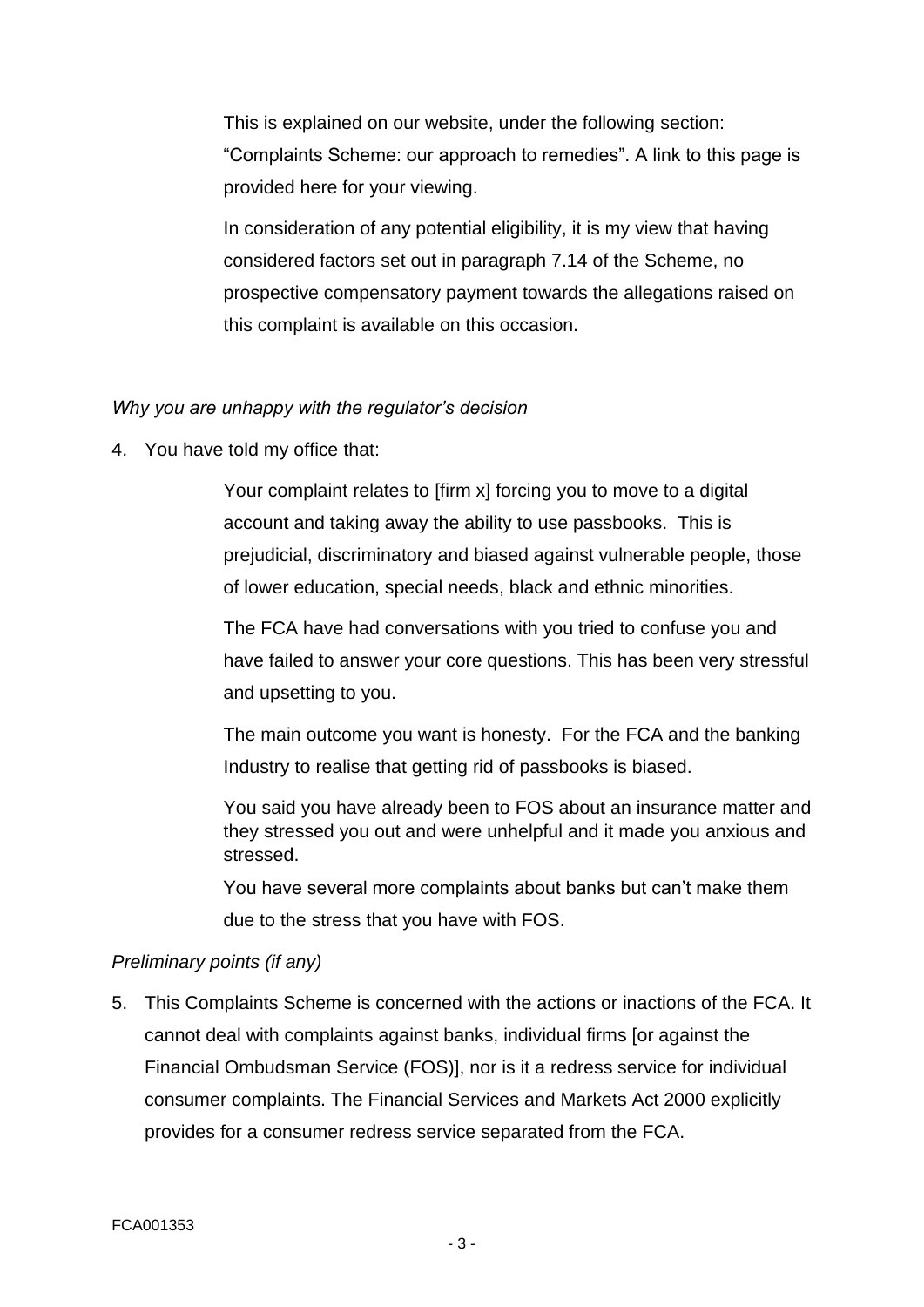This is explained on our website, under the following section: "Complaints Scheme: our approach to remedies". A link to this page is provided here for your viewing.

In consideration of any potential eligibility, it is my view that having considered factors set out in paragraph 7.14 of the Scheme, no prospective compensatory payment towards the allegations raised on this complaint is available on this occasion.

*Why you are unhappy with the regulator's decision*

4. You have told my office that:

   Your complaint relates to [firm x] forcing you to move to a digital account and taking away the ability to use passbooks. This is prejudicial, discriminatory and biased against vulnerable people, those of lower education, special needs, black and ethnic minorities.

   The FCA have had conversations with you tried to confuse you and have failed to answer your core questions. This has been very stressful and upsetting to you.

   The main outcome you want is honesty. For the FCA and the banking Industry to realise that getting rid of passbooks is biased.

   You said you have already been to FOS about an insurance matter and they stressed you out and were unhelpful and it made you anxious and stressed.

   You have several more complaints about banks but can't make them due to the stress that you have with FOS.

*Preliminary points (if any)*

5. This Complaints Scheme is concerned with the actions or inactions of the FCA. It cannot deal with complaints against banks, individual firms [or against the Financial Ombudsman Service (FOS)], nor is it a redress service for individual consumer complaints. The Financial Services and Markets Act 2000 explicitly provides for a consumer redress service separated from the FCA.

FCA001353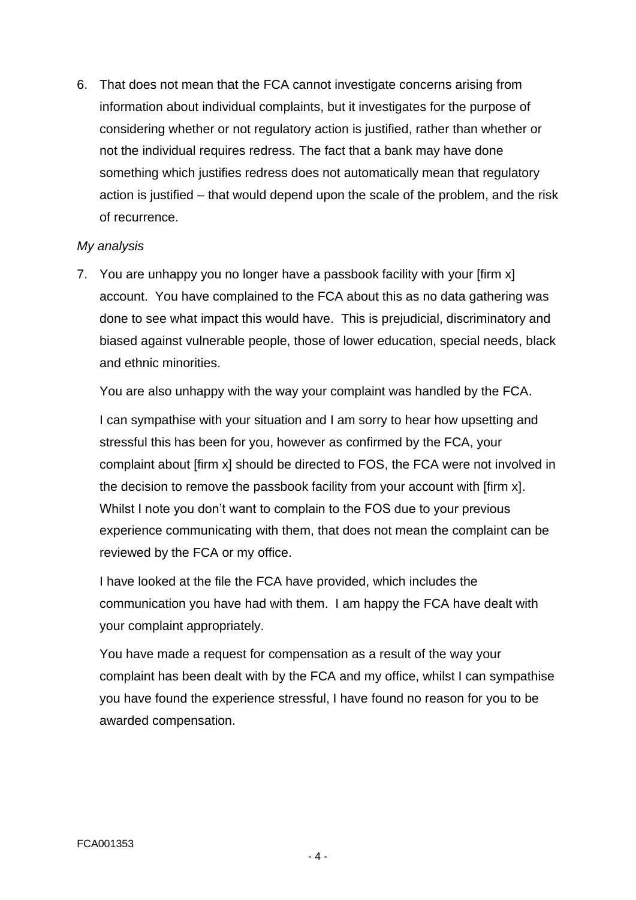6. That does not mean that the FCA cannot investigate concerns arising from information about individual complaints, but it investigates for the purpose of considering whether or not regulatory action is justified, rather than whether or not the individual requires redress. The fact that a bank may have done something which justifies redress does not automatically mean that regulatory action is justified – that would depend upon the scale of the problem, and the risk of recurrence.

*My analysis*

7. You are unhappy you no longer have a passbook facility with your [firm x] account. You have complained to the FCA about this as no data gathering was done to see what impact this would have. This is prejudicial, discriminatory and biased against vulnerable people, those of lower education, special needs, black and ethnic minorities.

   You are also unhappy with the way your complaint was handled by the FCA.

   I can sympathise with your situation and I am sorry to hear how upsetting and stressful this has been for you, however as confirmed by the FCA, your complaint about [firm x] should be directed to FOS, the FCA were not involved in the decision to remove the passbook facility from your account with [firm x]. Whilst I note you don't want to complain to the FOS due to your previous experience communicating with them, that does not mean the complaint can be reviewed by the FCA or my office.

   I have looked at the file the FCA have provided, which includes the communication you have had with them. I am happy the FCA have dealt with your complaint appropriately.

   You have made a request for compensation as a result of the way your complaint has been dealt with by the FCA and my office, whilst I can sympathise you have found the experience stressful, I have found no reason for you to be awarded compensation.

FCA001353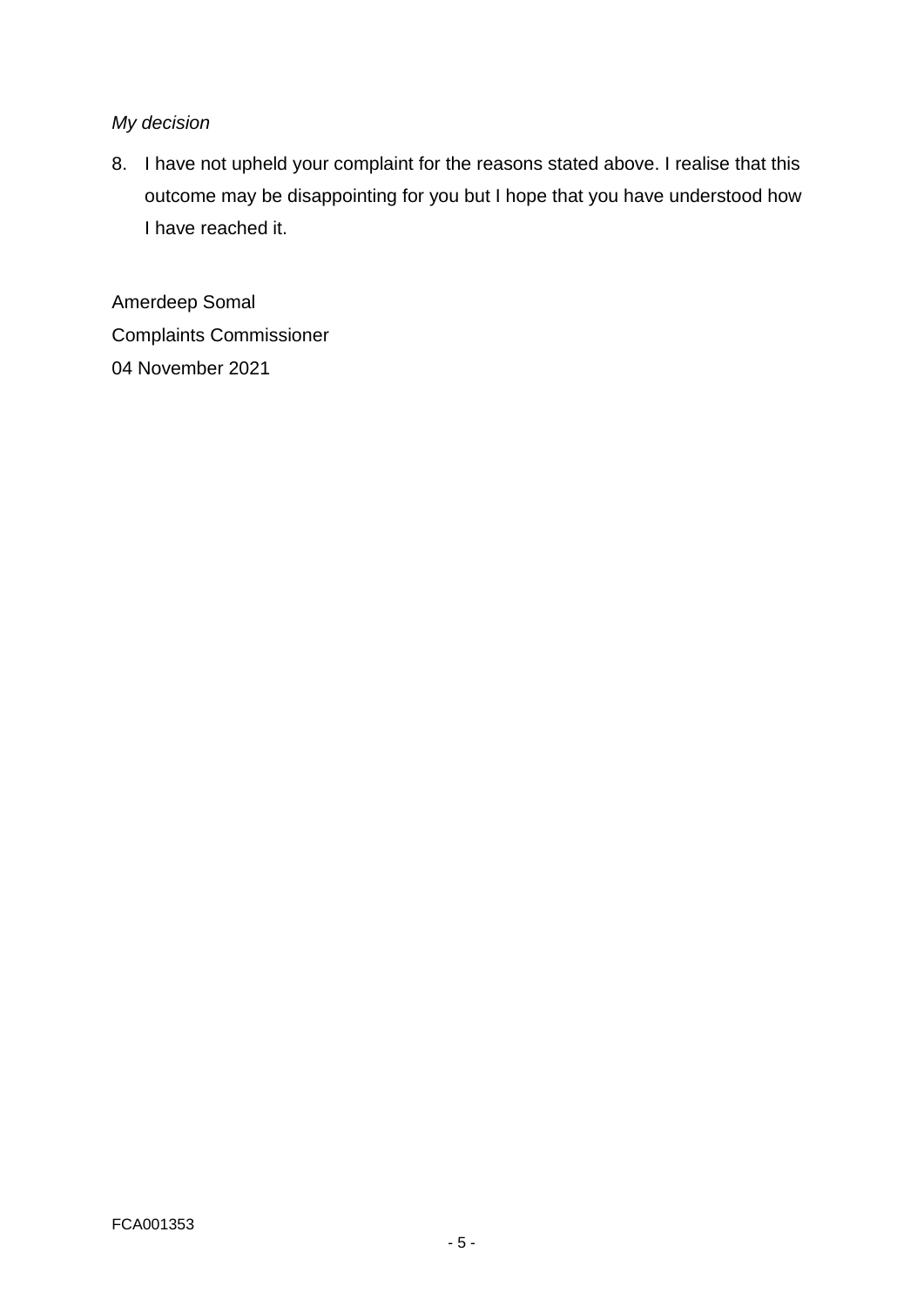*My decision*

8. I have not upheld your complaint for the reasons stated above. I realise that this outcome may be disappointing for you but I hope that you have understood how I have reached it.

Amerdeep Somal
Complaints Commissioner
04 November 2021

FCA001353